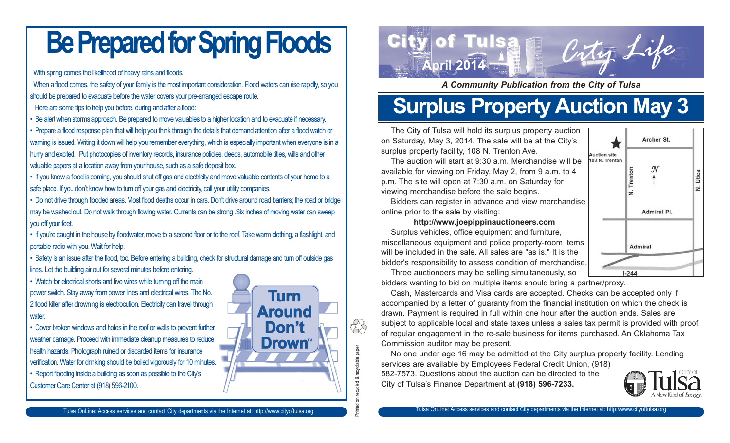# Be Prepared for Spring Floods

With spring comes the likelihood of heavy rains and floods.

When a flood comes, the safety of your family is the most important consideration. Flood waters can rise rapidly, so you should be prepared to evacuate before the water covers your pre-arranged escape route.

Here are some tips to help you before, during and after a flood:

- Be alert when storms approach. Be prepared to move valuables to a higher location and to evacuate if necessary.
- Prepare a flood response plan that will help you think through the details that demand attention after a flood watch or warning is issued. Writing it down will help you remember everything, which is especially important when everyone is in a hurry and excited. Put photocopies of inventory records, insurance policies, deeds, automobile titles, wills and other valuable papers at a location away from your house, such as a safe deposit box.
- If you know a flood is coming, you should shut off gas and electricity and move valuable contents of your home to a safe place. If you don't know how to turn off your gas and electricity, call your utility companies.
- Do not drive through flooded areas. Most flood deaths occur in cars. Don't drive around road barriers; the road or bridge may be washed out. Do not walk through flowing water. Currents can be strong .Six inches of moving water can sweep you off your feet.
- If you're caught in the house by floodwater, move to a second floor or to the roof. Take warm clothing, a flashlight, and portable radio with you. Wait for help.
- Safety is an issue after the flood, too. Before entering a building, check for structural damage and turn off outside gas lines. Let the building air out for several minutes before entering.
- Watch for electrical shorts and live wires while turning off the main power switch. Stay away from power lines and electrical wires. The No. 2 flood killer after drowning is electrocution. Electricity can travel through water.
- Cover broken windows and holes in the roof or walls to prevent further weather damage. Proceed with immediate cleanup measures to reduce health hazards. Photograph ruined or discarded items for insurance verification. Water for drinking should be boiled vigorously for 10 minutes.
- Report flooding inside a building as soon as possible to the City's Customer Care Center at (918) 596-2100.

Turn Around Don't Drown™

Printed on recycled & recyclable paper

City of Tulsa City Life April 2014

*A Community Publication from the City of Tulsa*

# Surplus Property Auction May 3

The City of Tulsa will hold its surplus property auction on Saturday, May 3, 2014. The sale will be at the City's surplus property facility, 108 N. Trenton Ave.

The auction will start at 9:30 a.m. Merchandise will be available for viewing on Friday, May 2, from 9 a.m. to 4 p.m. The site will open at 7:30 a.m. on Saturday for viewing merchandise before the sale begins.

Bidders can register in advance and view merchandise online prior to the sale by visiting:

**http://www.joepippinauctioneers.com**

Surplus vehicles, office equipment and furniture, miscellaneous equipment and police property-room items will be included in the sale. All sales are "as is." It is the bidder's responsibility to assess condition of merchandise.

Three auctioneers may be selling simultaneously, so bidders wanting to bid on multiple items should bring a partner/proxy.

Cash, Mastercards and Visa cards are accepted. Checks can be accepted only if accompanied by a letter of guaranty from the financial institution on which the check is drawn. Payment is required in full within one hour after the auction ends. Sales are subject to applicable local and state taxes unless a sales tax permit is provided with proof of regular engagement in the re-sale business for items purchased. An Oklahoma Tax Commission auditor may be present.

No one under age 16 may be admitted at the City surplus property facility. Lending services are available by Employees Federal Credit Union, (918) 582-7573. Questions about the auction can be directed to the City of Tulsa's Finance Department at **(918) 596-7233.**

Auction site 108 N. Trenton
Archer St.
N. Trenton
N
N. Utica
Admiral Pl.
Admiral
I-244

City of Tulsa — A New Kind of *Energy.*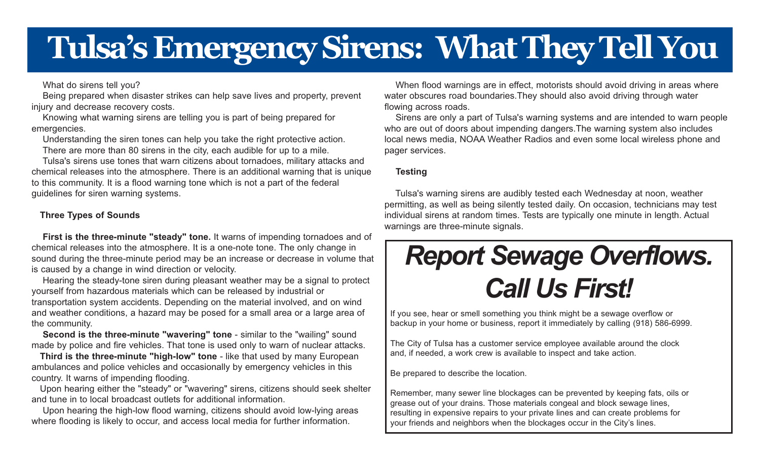# Tulsa's Emergency Sirens: What They Tell You

What do sirens tell you?

Being prepared when disaster strikes can help save lives and property, prevent injury and decrease recovery costs.

Knowing what warning sirens are telling you is part of being prepared for emergencies.

Understanding the siren tones can help you take the right protective action.

There are more than 80 sirens in the city, each audible for up to a mile.

Tulsa's sirens use tones that warn citizens about tornadoes, military attacks and chemical releases into the atmosphere. There is an additional warning that is unique to this community. It is a flood warning tone which is not a part of the federal guidelines for siren warning systems.

### Three Types of Sounds

**First is the three-minute "steady" tone.** It warns of impending tornadoes and of chemical releases into the atmosphere. It is a one-note tone. The only change in sound during the three-minute period may be an increase or decrease in volume that is caused by a change in wind direction or velocity.

Hearing the steady-tone siren during pleasant weather may be a signal to protect yourself from hazardous materials which can be released by industrial or transportation system accidents. Depending on the material involved, and on wind and weather conditions, a hazard may be posed for a small area or a large area of the community.

**Second is the three-minute "wavering" tone** - similar to the "wailing" sound made by police and fire vehicles. That tone is used only to warn of nuclear attacks.

**Third is the three-minute "high-low" tone** - like that used by many European ambulances and police vehicles and occasionally by emergency vehicles in this country. It warns of impending flooding.

Upon hearing either the "steady" or "wavering" sirens, citizens should seek shelter and tune in to local broadcast outlets for additional information.

Upon hearing the high-low flood warning, citizens should avoid low-lying areas where flooding is likely to occur, and access local media for further information.

When flood warnings are in effect, motorists should avoid driving in areas where water obscures road boundaries.They should also avoid driving through water flowing across roads.

Sirens are only a part of Tulsa's warning systems and are intended to warn people who are out of doors about impending dangers.The warning system also includes local news media, NOAA Weather Radios and even some local wireless phone and pager services.

### Testing

Tulsa's warning sirens are audibly tested each Wednesday at noon, weather permitting, as well as being silently tested daily. On occasion, technicians may test individual sirens at random times. Tests are typically one minute in length. Actual warnings are three-minute signals.

## *Report Sewage Overflows. Call Us First!*

If you see, hear or smell something you think might be a sewage overflow or backup in your home or business, report it immediately by calling (918) 586-6999.

The City of Tulsa has a customer service employee available around the clock and, if needed, a work crew is available to inspect and take action.

Be prepared to describe the location.

Remember, many sewer line blockages can be prevented by keeping fats, oils or grease out of your drains. Those materials congeal and block sewage lines, resulting in expensive repairs to your private lines and can create problems for your friends and neighbors when the blockages occur in the City's lines.